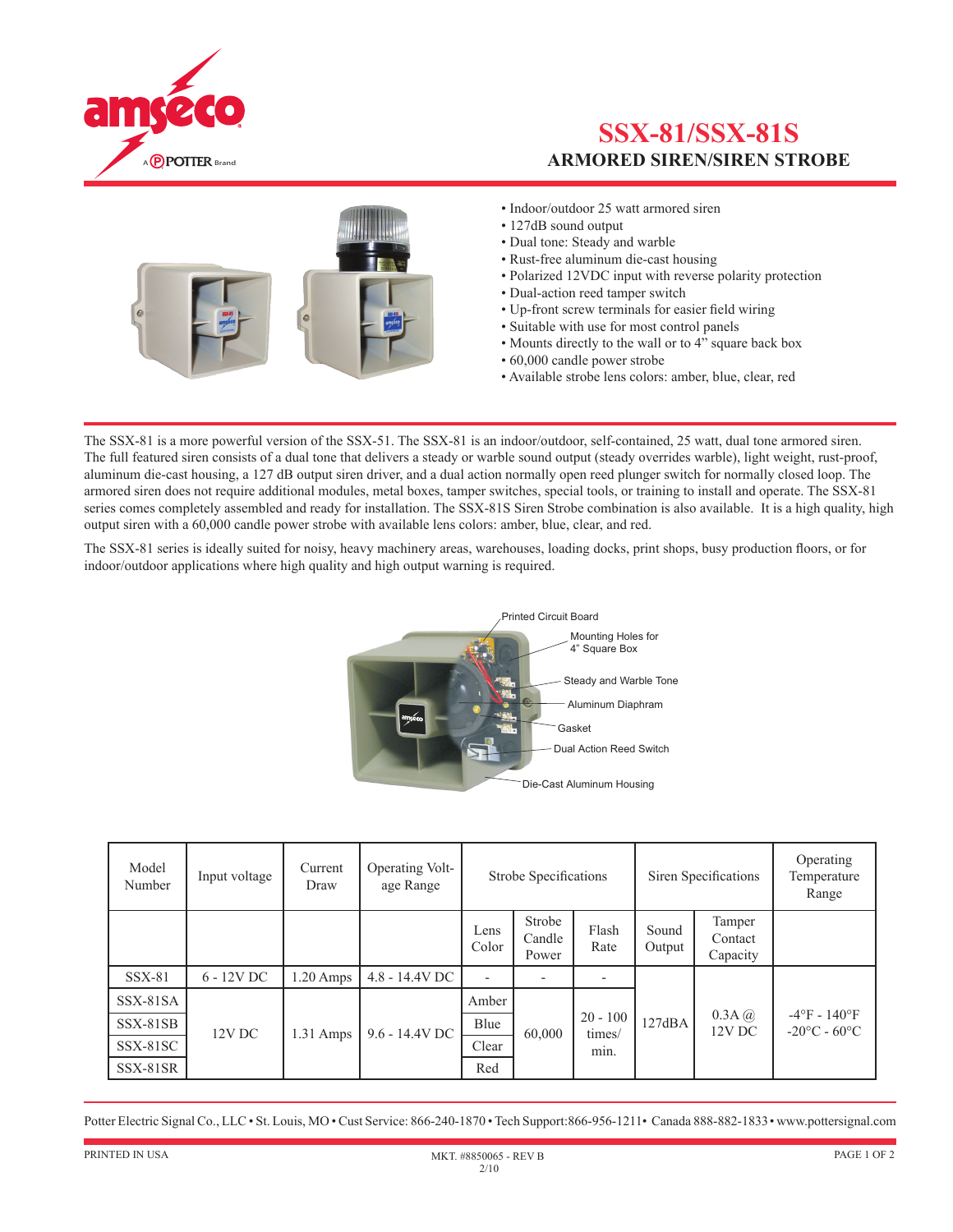# SSX-81/SSX-81S

## ARMORED SIREN/SIREN STROBE

- Indoor/outdoor 25 watt armored siren
- 127dB sound output
- Dual tone: Steady and warble
- Rust-free aluminum die-cast housing
- Polarized 12VDC input with reverse polarity protection
- Dual-action reed tamper switch
- Up-front screw terminals for easier field wiring
- Suitable with use for most control panels
- Mounts directly to the wall or to 4" square back box
- 60,000 candle power strobe
- Available strobe lens colors: amber, blue, clear, red

The SSX-81 is a more powerful version of the SSX-51. The SSX-81 is an indoor/outdoor, self-contained, 25 watt, dual tone armored siren. The full featured siren consists of a dual tone that delivers a steady or warble sound output (steady overrides warble), light weight, rust-proof, aluminum die-cast housing, a 127 dB output siren driver, and a dual action normally open reed plunger switch for normally closed loop. The armored siren does not require additional modules, metal boxes, tamper switches, special tools, or training to install and operate. The SSX-81 series comes completely assembled and ready for installation. The SSX-81S Siren Strobe combination is also available. It is a high quality, high output siren with a 60,000 candle power strobe with available lens colors: amber, blue, clear, and red.

The SSX-81 series is ideally suited for noisy, heavy machinery areas, warehouses, loading docks, print shops, busy production floors, or for indoor/outdoor applications where high quality and high output warning is required.

Printed Circuit Board
Mounting Holes for 4" Square Box
Steady and Warble Tone
Aluminum Diaphram
Gasket
Dual Action Reed Switch
Die-Cast Aluminum Housing

| Model Number | Input voltage | Current Draw | Operating Voltage Range | Strobe Specifications | | | Siren Specifications | | Operating Temperature Range |
|---|---|---|---|---|---|---|---|---|---|
| | | | | Lens Color | Strobe Candle Power | Flash Rate | Sound Output | Tamper Contact Capacity | |
| SSX-81 | 6 - 12V DC | 1.20 Amps | 4.8 - 14.4V DC | - | - | - | 127dBA | 0.3A @ 12V DC | -4°F - 140°F -20°C - 60°C |
| SSX-81SA | 12V DC | 1.31 Amps | 9.6 - 14.4V DC | Amber | 60,000 | 20 - 100 times/ min. | | | |
| SSX-81SB | | | | Blue | | | | | |
| SSX-81SC | | | | Clear | | | | | |
| SSX-81SR | | | | Red | | | | | |

Potter Electric Signal Co., LLC • St. Louis, MO • Cust Service: 866-240-1870 • Tech Support:866-956-1211• Canada 888-882-1833 • www.pottersignal.com

PRINTED IN USA

MKT. #8850065 - REV B
2/10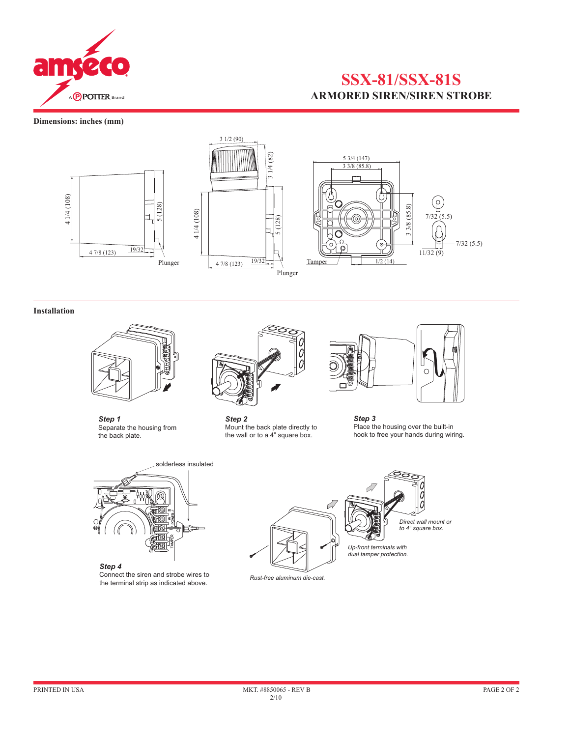# SSX-81/SSX-81S

## ARMORED SIREN/SIREN STROBE

### Dimensions: inches (mm)

4 1/4 (108)
5 (128)
4 7/8 (123)
19/32
Plunger

3 1/2 (90)
3 1/4 (82)
4 1/4 (108)
5 (128)
4 7/8 (123)
19/32
Plunger

5 3/4 (147)
3 3/8 (85.8)
3 3/8 (85.8)
Tamper
1/2 (14)

7/32 (5.5)
7/32 (5.5)
11/32 (9)

### Installation

***Step 1***
Separate the housing from the back plate.

***Step 2***
Mount the back plate directly to the wall or to a 4" square box.

***Step 3***
Place the housing over the built-in hook to free your hands during wiring.

solderless insulated

***Step 4***
Connect the siren and strobe wires to the terminal strip as indicated above.

*Direct wall mount or to 4" square box.*

*Up-front terminals with dual tamper protection.*

*Rust-free aluminum die-cast.*

PRINTED IN USA

MKT. #8850065 - REV B
2/10